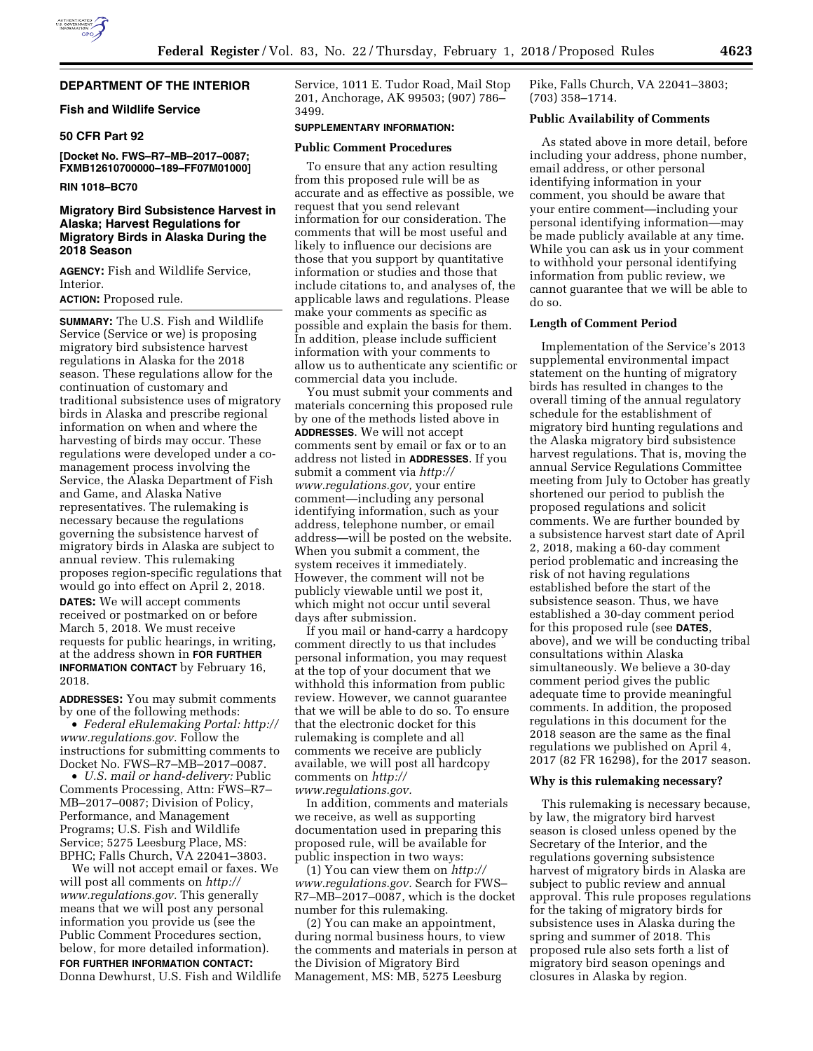## DEPARTMENT OF THE INTERIOR

### Fish and Wildlife Service

### 50 CFR Part 92

**[Docket No. FWS–R7–MB–2017–0087; FXMB12610700000–189–FF07M01000]**

**RIN 1018–BC70**

## Migratory Bird Subsistence Harvest in Alaska; Harvest Regulations for Migratory Birds in Alaska During the 2018 Season

**AGENCY:** Fish and Wildlife Service, Interior.

**ACTION:** Proposed rule.

**SUMMARY:** The U.S. Fish and Wildlife Service (Service or we) is proposing migratory bird subsistence harvest regulations in Alaska for the 2018 season. These regulations allow for the continuation of customary and traditional subsistence uses of migratory birds in Alaska and prescribe regional information on when and where the harvesting of birds may occur. These regulations were developed under a co-management process involving the Service, the Alaska Department of Fish and Game, and Alaska Native representatives. The rulemaking is necessary because the regulations governing the subsistence harvest of migratory birds in Alaska are subject to annual review. This rulemaking proposes region-specific regulations that would go into effect on April 2, 2018.

**DATES:** We will accept comments received or postmarked on or before March 5, 2018. We must receive requests for public hearings, in writing, at the address shown in **FOR FURTHER INFORMATION CONTACT** by February 16, 2018.

**ADDRESSES:** You may submit comments by one of the following methods:

- *Federal eRulemaking Portal: http://www.regulations.gov.* Follow the instructions for submitting comments to Docket No. FWS–R7–MB–2017–0087.
- *U.S. mail or hand-delivery:* Public Comments Processing, Attn: FWS–R7–MB–2017–0087; Division of Policy, Performance, and Management Programs; U.S. Fish and Wildlife Service; 5275 Leesburg Place, MS: BPHC; Falls Church, VA 22041–3803.

We will not accept email or faxes. We will post all comments on *http://www.regulations.gov.* This generally means that we will post any personal information you provide us (see the Public Comment Procedures section, below, for more detailed information).

**FOR FURTHER INFORMATION CONTACT:** Donna Dewhurst, U.S. Fish and Wildlife Service, 1011 E. Tudor Road, Mail Stop 201, Anchorage, AK 99503; (907) 786–3499.

**SUPPLEMENTARY INFORMATION:**

### Public Comment Procedures

To ensure that any action resulting from this proposed rule will be as accurate and as effective as possible, we request that you send relevant information for our consideration. The comments that will be most useful and likely to influence our decisions are those that you support by quantitative information or studies and those that include citations to, and analyses of, the applicable laws and regulations. Please make your comments as specific as possible and explain the basis for them. In addition, please include sufficient information with your comments to allow us to authenticate any scientific or commercial data you include.

You must submit your comments and materials concerning this proposed rule by one of the methods listed above in **ADDRESSES**. We will not accept comments sent by email or fax or to an address not listed in **ADDRESSES**. If you submit a comment via *http://www.regulations.gov,* your entire comment—including any personal identifying information, such as your address, telephone number, or email address—will be posted on the website. When you submit a comment, the system receives it immediately. However, the comment will not be publicly viewable until we post it, which might not occur until several days after submission.

If you mail or hand-carry a hardcopy comment directly to us that includes personal information, you may request at the top of your document that we withhold this information from public review. However, we cannot guarantee that we will be able to do so. To ensure that the electronic docket for this rulemaking is complete and all comments we receive are publicly available, we will post all hardcopy comments on *http://www.regulations.gov.*

In addition, comments and materials we receive, as well as supporting documentation used in preparing this proposed rule, will be available for public inspection in two ways:

(1) You can view them on *http://www.regulations.gov.* Search for FWS–R7–MB–2017–0087, which is the docket number for this rulemaking.

(2) You can make an appointment, during normal business hours, to view the comments and materials in person at the Division of Migratory Bird Management, MS: MB, 5275 Leesburg Pike, Falls Church, VA 22041–3803; (703) 358–1714.

### Public Availability of Comments

As stated above in more detail, before including your address, phone number, email address, or other personal identifying information in your comment, you should be aware that your entire comment—including your personal identifying information—may be made publicly available at any time. While you can ask us in your comment to withhold your personal identifying information from public review, we cannot guarantee that we will be able to do so.

### Length of Comment Period

Implementation of the Service's 2013 supplemental environmental impact statement on the hunting of migratory birds has resulted in changes to the overall timing of the annual regulatory schedule for the establishment of migratory bird hunting regulations and the Alaska migratory bird subsistence harvest regulations. That is, moving the annual Service Regulations Committee meeting from July to October has greatly shortened our period to publish the proposed regulations and solicit comments. We are further bounded by a subsistence harvest start date of April 2, 2018, making a 60-day comment period problematic and increasing the risk of not having regulations established before the start of the subsistence season. Thus, we have established a 30-day comment period for this proposed rule (see **DATES**, above), and we will be conducting tribal consultations within Alaska simultaneously. We believe a 30-day comment period gives the public adequate time to provide meaningful comments. In addition, the proposed regulations in this document for the 2018 season are the same as the final regulations we published on April 4, 2017 (82 FR 16298), for the 2017 season.

### Why is this rulemaking necessary?

This rulemaking is necessary because, by law, the migratory bird harvest season is closed unless opened by the Secretary of the Interior, and the regulations governing subsistence harvest of migratory birds in Alaska are subject to public review and annual approval. This rule proposes regulations for the taking of migratory birds for subsistence uses in Alaska during the spring and summer of 2018. This proposed rule also sets forth a list of migratory bird season openings and closures in Alaska by region.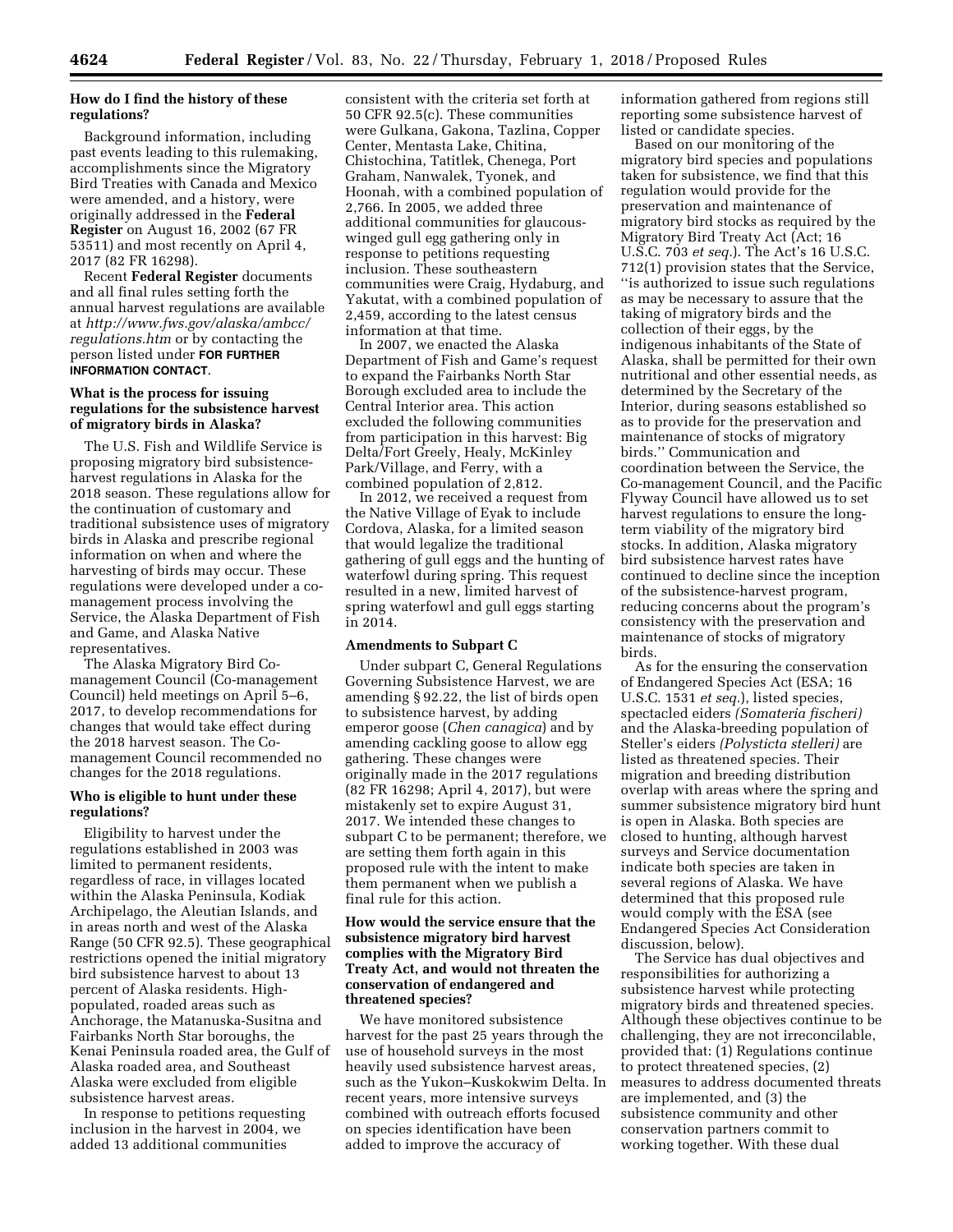### How do I find the history of these regulations?

Background information, including past events leading to this rulemaking, accomplishments since the Migratory Bird Treaties with Canada and Mexico were amended, and a history, were originally addressed in the **Federal Register** on August 16, 2002 (67 FR 53511) and most recently on April 4, 2017 (82 FR 16298).

Recent **Federal Register** documents and all final rules setting forth the annual harvest regulations are available at *http://www.fws.gov/alaska/ambcc/regulations.htm* or by contacting the person listed under **FOR FURTHER INFORMATION CONTACT**.

### What is the process for issuing regulations for the subsistence harvest of migratory birds in Alaska?

The U.S. Fish and Wildlife Service is proposing migratory bird subsistence-harvest regulations in Alaska for the 2018 season. These regulations allow for the continuation of customary and traditional subsistence uses of migratory birds in Alaska and prescribe regional information on when and where the harvesting of birds may occur. These regulations were developed under a co-management process involving the Service, the Alaska Department of Fish and Game, and Alaska Native representatives.

The Alaska Migratory Bird Co-management Council (Co-management Council) held meetings on April 5–6, 2017, to develop recommendations for changes that would take effect during the 2018 harvest season. The Co-management Council recommended no changes for the 2018 regulations.

### Who is eligible to hunt under these regulations?

Eligibility to harvest under the regulations established in 2003 was limited to permanent residents, regardless of race, in villages located within the Alaska Peninsula, Kodiak Archipelago, the Aleutian Islands, and in areas north and west of the Alaska Range (50 CFR 92.5). These geographical restrictions opened the initial migratory bird subsistence harvest to about 13 percent of Alaska residents. High-populated, roaded areas such as Anchorage, the Matanuska-Susitna and Fairbanks North Star boroughs, the Kenai Peninsula roaded area, the Gulf of Alaska roaded area, and Southeast Alaska were excluded from eligible subsistence harvest areas.

In response to petitions requesting inclusion in the harvest in 2004, we added 13 additional communities consistent with the criteria set forth at 50 CFR 92.5(c). These communities were Gulkana, Gakona, Tazlina, Copper Center, Mentasta Lake, Chitina, Chistochina, Tatitlek, Chenega, Port Graham, Nanwalek, Tyonek, and Hoonah, with a combined population of 2,766. In 2005, we added three additional communities for glaucous-winged gull egg gathering only in response to petitions requesting inclusion. These southeastern communities were Craig, Hydaburg, and Yakutat, with a combined population of 2,459, according to the latest census information at that time.

In 2007, we enacted the Alaska Department of Fish and Game's request to expand the Fairbanks North Star Borough excluded area to include the Central Interior area. This action excluded the following communities from participation in this harvest: Big Delta/Fort Greely, Healy, McKinley Park/Village, and Ferry, with a combined population of 2,812.

In 2012, we received a request from the Native Village of Eyak to include Cordova, Alaska, for a limited season that would legalize the traditional gathering of gull eggs and the hunting of waterfowl during spring. This request resulted in a new, limited harvest of spring waterfowl and gull eggs starting in 2014.

### Amendments to Subpart C

Under subpart C, General Regulations Governing Subsistence Harvest, we are amending § 92.22, the list of birds open to subsistence harvest, by adding emperor goose (*Chen canagica*) and by amending cackling goose to allow egg gathering. These changes were originally made in the 2017 regulations (82 FR 16298; April 4, 2017), but were mistakenly set to expire August 31, 2017. We intended these changes to subpart C to be permanent; therefore, we are setting them forth again in this proposed rule with the intent to make them permanent when we publish a final rule for this action.

### How would the service ensure that the subsistence migratory bird harvest complies with the Migratory Bird Treaty Act, and would not threaten the conservation of endangered and threatened species?

We have monitored subsistence harvest for the past 25 years through the use of household surveys in the most heavily used subsistence harvest areas, such as the Yukon–Kuskokwim Delta. In recent years, more intensive surveys combined with outreach efforts focused on species identification have been added to improve the accuracy of information gathered from regions still reporting some subsistence harvest of listed or candidate species.

Based on our monitoring of the migratory bird species and populations taken for subsistence, we find that this regulation would provide for the preservation and maintenance of migratory bird stocks as required by the Migratory Bird Treaty Act (Act; 16 U.S.C. 703 *et seq.*). The Act's 16 U.S.C. 712(1) provision states that the Service, ''is authorized to issue such regulations as may be necessary to assure that the taking of migratory birds and the collection of their eggs, by the indigenous inhabitants of the State of Alaska, shall be permitted for their own nutritional and other essential needs, as determined by the Secretary of the Interior, during seasons established so as to provide for the preservation and maintenance of stocks of migratory birds.'' Communication and coordination between the Service, the Co-management Council, and the Pacific Flyway Council have allowed us to set harvest regulations to ensure the long-term viability of the migratory bird stocks. In addition, Alaska migratory bird subsistence harvest rates have continued to decline since the inception of the subsistence-harvest program, reducing concerns about the program's consistency with the preservation and maintenance of stocks of migratory birds.

As for the ensuring the conservation of Endangered Species Act (ESA; 16 U.S.C. 1531 *et seq.*), listed species, spectacled eiders *(Somateria fischeri)* and the Alaska-breeding population of Steller's eiders *(Polysticta stelleri)* are listed as threatened species. Their migration and breeding distribution overlap with areas where the spring and summer subsistence migratory bird hunt is open in Alaska. Both species are closed to hunting, although harvest surveys and Service documentation indicate both species are taken in several regions of Alaska. We have determined that this proposed rule would comply with the ESA (see Endangered Species Act Consideration discussion, below).

The Service has dual objectives and responsibilities for authorizing a subsistence harvest while protecting migratory birds and threatened species. Although these objectives continue to be challenging, they are not irreconcilable, provided that: (1) Regulations continue to protect threatened species, (2) measures to address documented threats are implemented, and (3) the subsistence community and other conservation partners commit to working together. With these dual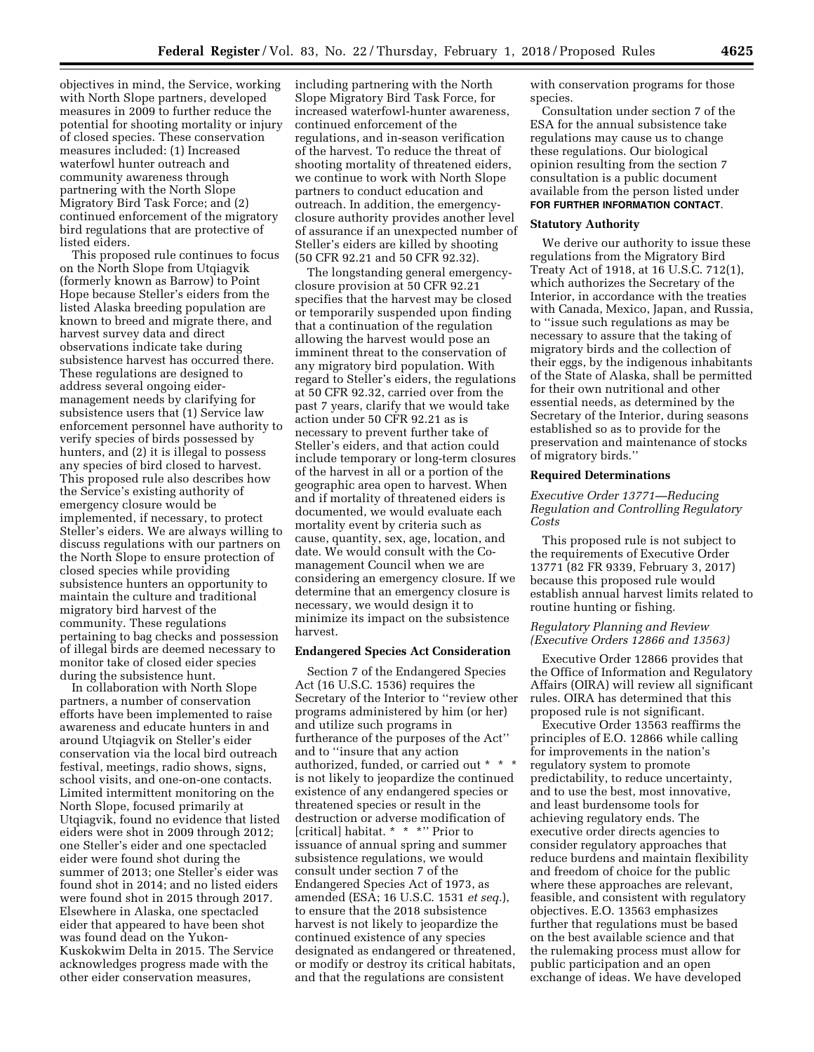objectives in mind, the Service, working with North Slope partners, developed measures in 2009 to further reduce the potential for shooting mortality or injury of closed species. These conservation measures included: (1) Increased waterfowl hunter outreach and community awareness through partnering with the North Slope Migratory Bird Task Force; and (2) continued enforcement of the migratory bird regulations that are protective of listed eiders.

This proposed rule continues to focus on the North Slope from Utqiagvik (formerly known as Barrow) to Point Hope because Steller's eiders from the listed Alaska breeding population are known to breed and migrate there, and harvest survey data and direct observations indicate take during subsistence harvest has occurred there. These regulations are designed to address several ongoing eider-management needs by clarifying for subsistence users that (1) Service law enforcement personnel have authority to verify species of birds possessed by hunters, and (2) it is illegal to possess any species of bird closed to harvest. This proposed rule also describes how the Service's existing authority of emergency closure would be implemented, if necessary, to protect Steller's eiders. We are always willing to discuss regulations with our partners on the North Slope to ensure protection of closed species while providing subsistence hunters an opportunity to maintain the culture and traditional migratory bird harvest of the community. These regulations pertaining to bag checks and possession of illegal birds are deemed necessary to monitor take of closed eider species during the subsistence hunt.

In collaboration with North Slope partners, a number of conservation efforts have been implemented to raise awareness and educate hunters in and around Utqiagvik on Steller's eider conservation via the local bird outreach festival, meetings, radio shows, signs, school visits, and one-on-one contacts. Limited intermittent monitoring on the North Slope, focused primarily at Utqiagvik, found no evidence that listed eiders were shot in 2009 through 2012; one Steller's eider and one spectacled eider were found shot during the summer of 2013; one Steller's eider was found shot in 2014; and no listed eiders were found shot in 2015 through 2017. Elsewhere in Alaska, one spectacled eider that appeared to have been shot was found dead on the Yukon-Kuskokwim Delta in 2015. The Service acknowledges progress made with the other eider conservation measures, including partnering with the North Slope Migratory Bird Task Force, for increased waterfowl-hunter awareness, continued enforcement of the regulations, and in-season verification of the harvest. To reduce the threat of shooting mortality of threatened eiders, we continue to work with North Slope partners to conduct education and outreach. In addition, the emergency-closure authority provides another level of assurance if an unexpected number of Steller's eiders are killed by shooting (50 CFR 92.21 and 50 CFR 92.32).

The longstanding general emergency-closure provision at 50 CFR 92.21 specifies that the harvest may be closed or temporarily suspended upon finding that a continuation of the regulation allowing the harvest would pose an imminent threat to the conservation of any migratory bird population. With regard to Steller's eiders, the regulations at 50 CFR 92.32, carried over from the past 7 years, clarify that we would take action under 50 CFR 92.21 as is necessary to prevent further take of Steller's eiders, and that action could include temporary or long-term closures of the harvest in all or a portion of the geographic area open to harvest. When and if mortality of threatened eiders is documented, we would evaluate each mortality event by criteria such as cause, quantity, sex, age, location, and date. We would consult with the Co-management Council when we are considering an emergency closure. If we determine that an emergency closure is necessary, we would design it to minimize its impact on the subsistence harvest.

## Endangered Species Act Consideration

Section 7 of the Endangered Species Act (16 U.S.C. 1536) requires the Secretary of the Interior to "review other programs administered by him (or her) and utilize such programs in furtherance of the purposes of the Act" and to "insure that any action authorized, funded, or carried out * * * is not likely to jeopardize the continued existence of any endangered species or threatened species or result in the destruction or adverse modification of [critical] habitat. * * *" Prior to issuance of annual spring and summer subsistence regulations, we would consult under section 7 of the Endangered Species Act of 1973, as amended (ESA; 16 U.S.C. 1531 *et seq.*), to ensure that the 2018 subsistence harvest is not likely to jeopardize the continued existence of any species designated as endangered or threatened, or modify or destroy its critical habitats, and that the regulations are consistent with conservation programs for those species.

Consultation under section 7 of the ESA for the annual subsistence take regulations may cause us to change these regulations. Our biological opinion resulting from the section 7 consultation is a public document available from the person listed under **FOR FURTHER INFORMATION CONTACT**.

## Statutory Authority

We derive our authority to issue these regulations from the Migratory Bird Treaty Act of 1918, at 16 U.S.C. 712(1), which authorizes the Secretary of the Interior, in accordance with the treaties with Canada, Mexico, Japan, and Russia, to "issue such regulations as may be necessary to assure that the taking of migratory birds and the collection of their eggs, by the indigenous inhabitants of the State of Alaska, shall be permitted for their own nutritional and other essential needs, as determined by the Secretary of the Interior, during seasons established so as to provide for the preservation and maintenance of stocks of migratory birds."

## Required Determinations

### *Executive Order 13771—Reducing Regulation and Controlling Regulatory Costs*

This proposed rule is not subject to the requirements of Executive Order 13771 (82 FR 9339, February 3, 2017) because this proposed rule would establish annual harvest limits related to routine hunting or fishing.

### *Regulatory Planning and Review (Executive Orders 12866 and 13563)*

Executive Order 12866 provides that the Office of Information and Regulatory Affairs (OIRA) will review all significant rules. OIRA has determined that this proposed rule is not significant.

Executive Order 13563 reaffirms the principles of E.O. 12866 while calling for improvements in the nation's regulatory system to promote predictability, to reduce uncertainty, and to use the best, most innovative, and least burdensome tools for achieving regulatory ends. The executive order directs agencies to consider regulatory approaches that reduce burdens and maintain flexibility and freedom of choice for the public where these approaches are relevant, feasible, and consistent with regulatory objectives. E.O. 13563 emphasizes further that regulations must be based on the best available science and that the rulemaking process must allow for public participation and an open exchange of ideas. We have developed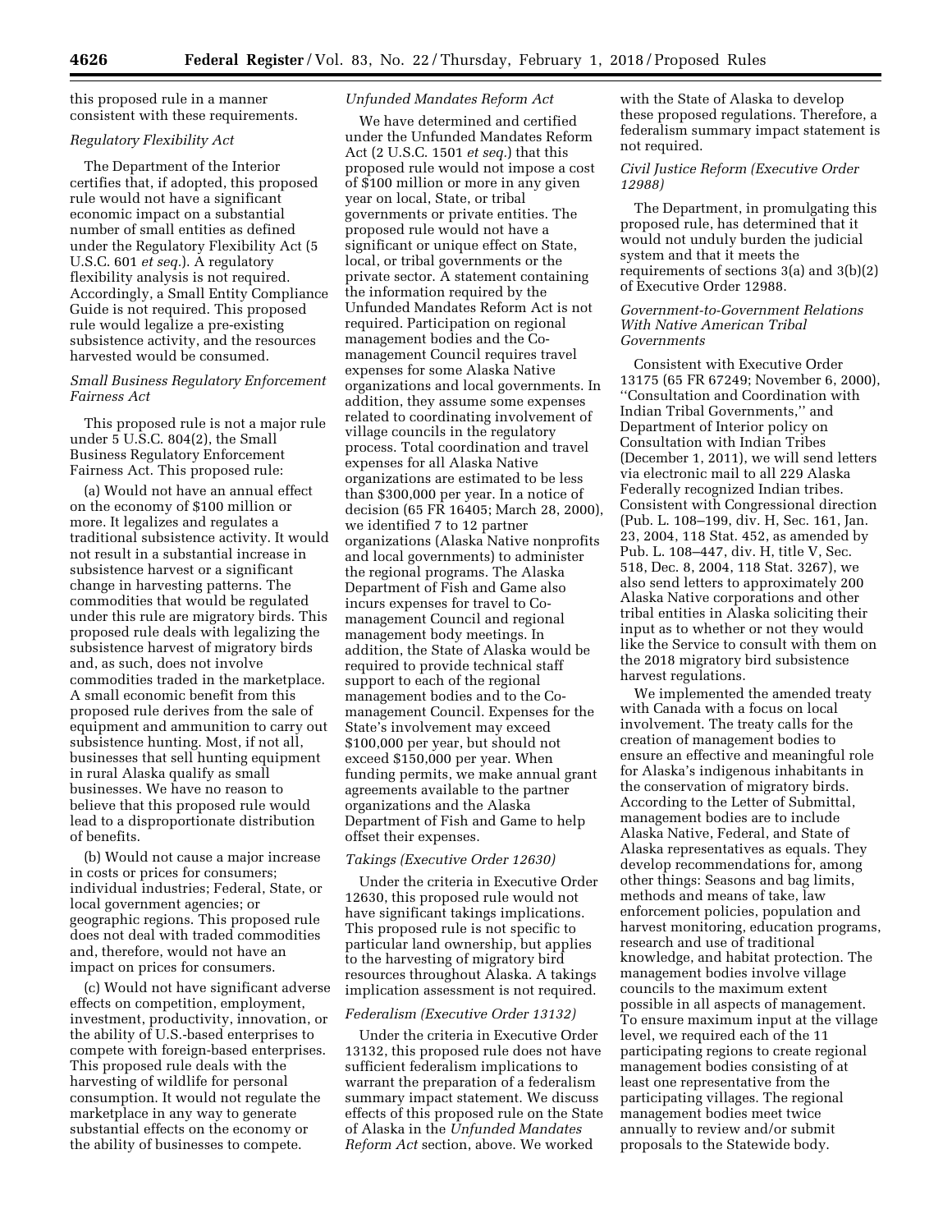this proposed rule in a manner consistent with these requirements.

*Regulatory Flexibility Act*

The Department of the Interior certifies that, if adopted, this proposed rule would not have a significant economic impact on a substantial number of small entities as defined under the Regulatory Flexibility Act (5 U.S.C. 601 *et seq.*). A regulatory flexibility analysis is not required. Accordingly, a Small Entity Compliance Guide is not required. This proposed rule would legalize a pre-existing subsistence activity, and the resources harvested would be consumed.

*Small Business Regulatory Enforcement Fairness Act*

This proposed rule is not a major rule under 5 U.S.C. 804(2), the Small Business Regulatory Enforcement Fairness Act. This proposed rule:

(a) Would not have an annual effect on the economy of $100 million or more. It legalizes and regulates a traditional subsistence activity. It would not result in a substantial increase in subsistence harvest or a significant change in harvesting patterns. The commodities that would be regulated under this rule are migratory birds. This proposed rule deals with legalizing the subsistence harvest of migratory birds and, as such, does not involve commodities traded in the marketplace. A small economic benefit from this proposed rule derives from the sale of equipment and ammunition to carry out subsistence hunting. Most, if not all, businesses that sell hunting equipment in rural Alaska qualify as small businesses. We have no reason to believe that this proposed rule would lead to a disproportionate distribution of benefits.

(b) Would not cause a major increase in costs or prices for consumers; individual industries; Federal, State, or local government agencies; or geographic regions. This proposed rule does not deal with traded commodities and, therefore, would not have an impact on prices for consumers.

(c) Would not have significant adverse effects on competition, employment, investment, productivity, innovation, or the ability of U.S.-based enterprises to compete with foreign-based enterprises. This proposed rule deals with the harvesting of wildlife for personal consumption. It would not regulate the marketplace in any way to generate substantial effects on the economy or the ability of businesses to compete.

*Unfunded Mandates Reform Act*

We have determined and certified under the Unfunded Mandates Reform Act (2 U.S.C. 1501 *et seq.*) that this proposed rule would not impose a cost of $100 million or more in any given year on local, State, or tribal governments or private entities. The proposed rule would not have a significant or unique effect on State, local, or tribal governments or the private sector. A statement containing the information required by the Unfunded Mandates Reform Act is not required. Participation on regional management bodies and the Co-management Council requires travel expenses for some Alaska Native organizations and local governments. In addition, they assume some expenses related to coordinating involvement of village councils in the regulatory process. Total coordination and travel expenses for all Alaska Native organizations are estimated to be less than $300,000 per year. In a notice of decision (65 FR 16405; March 28, 2000), we identified 7 to 12 partner organizations (Alaska Native nonprofits and local governments) to administer the regional programs. The Alaska Department of Fish and Game also incurs expenses for travel to Co-management Council and regional management body meetings. In addition, the State of Alaska would be required to provide technical staff support to each of the regional management bodies and to the Co-management Council. Expenses for the State's involvement may exceed $100,000 per year, but should not exceed $150,000 per year. When funding permits, we make annual grant agreements available to the partner organizations and the Alaska Department of Fish and Game to help offset their expenses.

*Takings (Executive Order 12630)*

Under the criteria in Executive Order 12630, this proposed rule would not have significant takings implications. This proposed rule is not specific to particular land ownership, but applies to the harvesting of migratory bird resources throughout Alaska. A takings implication assessment is not required.

*Federalism (Executive Order 13132)*

Under the criteria in Executive Order 13132, this proposed rule does not have sufficient federalism implications to warrant the preparation of a federalism summary impact statement. We discuss effects of this proposed rule on the State of Alaska in the *Unfunded Mandates Reform Act* section, above. We worked with the State of Alaska to develop these proposed regulations. Therefore, a federalism summary impact statement is not required.

*Civil Justice Reform (Executive Order 12988)*

The Department, in promulgating this proposed rule, has determined that it would not unduly burden the judicial system and that it meets the requirements of sections 3(a) and 3(b)(2) of Executive Order 12988.

*Government-to-Government Relations With Native American Tribal Governments*

Consistent with Executive Order 13175 (65 FR 67249; November 6, 2000), ''Consultation and Coordination with Indian Tribal Governments,'' and Department of Interior policy on Consultation with Indian Tribes (December 1, 2011), we will send letters via electronic mail to all 229 Alaska Federally recognized Indian tribes. Consistent with Congressional direction (Pub. L. 108–199, div. H, Sec. 161, Jan. 23, 2004, 118 Stat. 452, as amended by Pub. L. 108–447, div. H, title V, Sec. 518, Dec. 8, 2004, 118 Stat. 3267), we also send letters to approximately 200 Alaska Native corporations and other tribal entities in Alaska soliciting their input as to whether or not they would like the Service to consult with them on the 2018 migratory bird subsistence harvest regulations.

We implemented the amended treaty with Canada with a focus on local involvement. The treaty calls for the creation of management bodies to ensure an effective and meaningful role for Alaska's indigenous inhabitants in the conservation of migratory birds. According to the Letter of Submittal, management bodies are to include Alaska Native, Federal, and State of Alaska representatives as equals. They develop recommendations for, among other things: Seasons and bag limits, methods and means of take, law enforcement policies, population and harvest monitoring, education programs, research and use of traditional knowledge, and habitat protection. The management bodies involve village councils to the maximum extent possible in all aspects of management. To ensure maximum input at the village level, we required each of the 11 participating regions to create regional management bodies consisting of at least one representative from the participating villages. The regional management bodies meet twice annually to review and/or submit proposals to the Statewide body.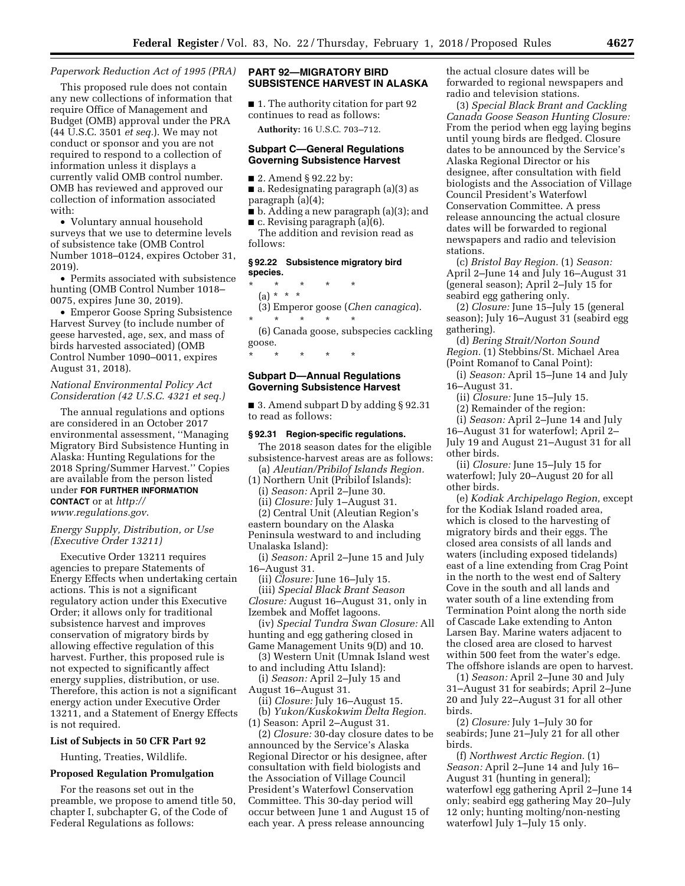*Paperwork Reduction Act of 1995 (PRA)*

This proposed rule does not contain any new collections of information that require Office of Management and Budget (OMB) approval under the PRA (44 U.S.C. 3501 *et seq.*). We may not conduct or sponsor and you are not required to respond to a collection of information unless it displays a currently valid OMB control number. OMB has reviewed and approved our collection of information associated with:

- Voluntary annual household surveys that we use to determine levels of subsistence take (OMB Control Number 1018–0124, expires October 31, 2019).
- Permits associated with subsistence hunting (OMB Control Number 1018–0075, expires June 30, 2019).
- Emperor Goose Spring Subsistence Harvest Survey (to include number of geese harvested, age, sex, and mass of birds harvested associated) (OMB Control Number 1090–0011, expires August 31, 2018).

*National Environmental Policy Act Consideration (42 U.S.C. 4321 et seq.)*

The annual regulations and options are considered in an October 2017 environmental assessment, ''Managing Migratory Bird Subsistence Hunting in Alaska: Hunting Regulations for the 2018 Spring/Summer Harvest.'' Copies are available from the person listed under **FOR FURTHER INFORMATION CONTACT** or at *http://www.regulations.gov*.

*Energy Supply, Distribution, or Use (Executive Order 13211)*

Executive Order 13211 requires agencies to prepare Statements of Energy Effects when undertaking certain actions. This is not a significant regulatory action under this Executive Order; it allows only for traditional subsistence harvest and improves conservation of migratory birds by allowing effective regulation of this harvest. Further, this proposed rule is not expected to significantly affect energy supplies, distribution, or use. Therefore, this action is not a significant energy action under Executive Order 13211, and a Statement of Energy Effects is not required.

**List of Subjects in 50 CFR Part 92**

Hunting, Treaties, Wildlife.

**Proposed Regulation Promulgation**

For the reasons set out in the preamble, we propose to amend title 50, chapter I, subchapter G, of the Code of Federal Regulations as follows:

## PART 92—MIGRATORY BIRD SUBSISTENCE HARVEST IN ALASKA

■ 1. The authority citation for part 92 continues to read as follows:

**Authority:** 16 U.S.C. 703–712.

### Subpart C—General Regulations Governing Subsistence Harvest

■ 2. Amend § 92.22 by:

■ a. Redesignating paragraph (a)(3) as paragraph (a)(4);

■ b. Adding a new paragraph (a)(3); and

■ c. Revising paragraph (a)(6).

The addition and revision read as follows:

**§ 92.22 Subsistence migratory bird species.**

\* \* \* \* \*

(a) \* \* \*

(3) Emperor goose (*Chen canagica*).

\* \* \* \* \*

(6) Canada goose, subspecies cackling goose.

\* \* \* \* \*

### Subpart D—Annual Regulations Governing Subsistence Harvest

■ 3. Amend subpart D by adding § 92.31 to read as follows:

**§ 92.31 Region-specific regulations.**

The 2018 season dates for the eligible subsistence-harvest areas are as follows:

(a) *Aleutian/Pribilof Islands Region.* (1) Northern Unit (Pribilof Islands):

(i) *Season:* April 2–June 30.

(ii) *Closure:* July 1–August 31.

(2) Central Unit (Aleutian Region's eastern boundary on the Alaska Peninsula westward to and including Unalaska Island):

(i) *Season:* April 2–June 15 and July 16–August 31.

(ii) *Closure:* June 16–July 15.

(iii) *Special Black Brant Season Closure:* August 16–August 31, only in Izembek and Moffet lagoons.

(iv) *Special Tundra Swan Closure:* All hunting and egg gathering closed in Game Management Units 9(D) and 10.

(3) Western Unit (Umnak Island west to and including Attu Island):

(i) *Season:* April 2–July 15 and August 16–August 31.

(ii) *Closure:* July 16–August 15.

(b) *Yukon/Kuskokwim Delta Region.* (1) Season: April 2–August 31.

(2) *Closure:* 30-day closure dates to be announced by the Service's Alaska Regional Director or his designee, after consultation with field biologists and the Association of Village Council President's Waterfowl Conservation Committee. This 30-day period will occur between June 1 and August 15 of each year. A press release announcing the actual closure dates will be forwarded to regional newspapers and radio and television stations.

(3) *Special Black Brant and Cackling Canada Goose Season Hunting Closure:* From the period when egg laying begins until young birds are fledged. Closure dates to be announced by the Service's Alaska Regional Director or his designee, after consultation with field biologists and the Association of Village Council President's Waterfowl Conservation Committee. A press release announcing the actual closure dates will be forwarded to regional newspapers and radio and television stations.

(c) *Bristol Bay Region.* (1) *Season:* April 2–June 14 and July 16–August 31 (general season); April 2–July 15 for seabird egg gathering only.

(2) *Closure:* June 15–July 15 (general season); July 16–August 31 (seabird egg gathering).

(d) *Bering Strait/Norton Sound Region.* (1) Stebbins/St. Michael Area (Point Romanof to Canal Point):

(i) *Season:* April 15–June 14 and July 16–August 31.

(ii) *Closure:* June 15–July 15.

(2) Remainder of the region:

(i) *Season:* April 2–June 14 and July 16–August 31 for waterfowl; April 2–July 19 and August 21–August 31 for all other birds.

(ii) *Closure:* June 15–July 15 for waterfowl; July 20–August 20 for all other birds.

(e) *Kodiak Archipelago Region,* except for the Kodiak Island roaded area, which is closed to the harvesting of migratory birds and their eggs. The closed area consists of all lands and waters (including exposed tidelands) east of a line extending from Crag Point in the north to the west end of Saltery Cove in the south and all lands and water south of a line extending from Termination Point along the north side of Cascade Lake extending to Anton Larsen Bay. Marine waters adjacent to the closed area are closed to harvest within 500 feet from the water's edge. The offshore islands are open to harvest.

(1) *Season:* April 2–June 30 and July 31–August 31 for seabirds; April 2–June 20 and July 22–August 31 for all other birds.

(2) *Closure:* July 1–July 30 for seabirds; June 21–July 21 for all other birds.

(f) *Northwest Arctic Region.* (1) *Season:* April 2–June 14 and July 16–August 31 (hunting in general); waterfowl egg gathering April 2–June 14 only; seabird egg gathering May 20–July 12 only; hunting molting/non-nesting waterfowl July 1–July 15 only.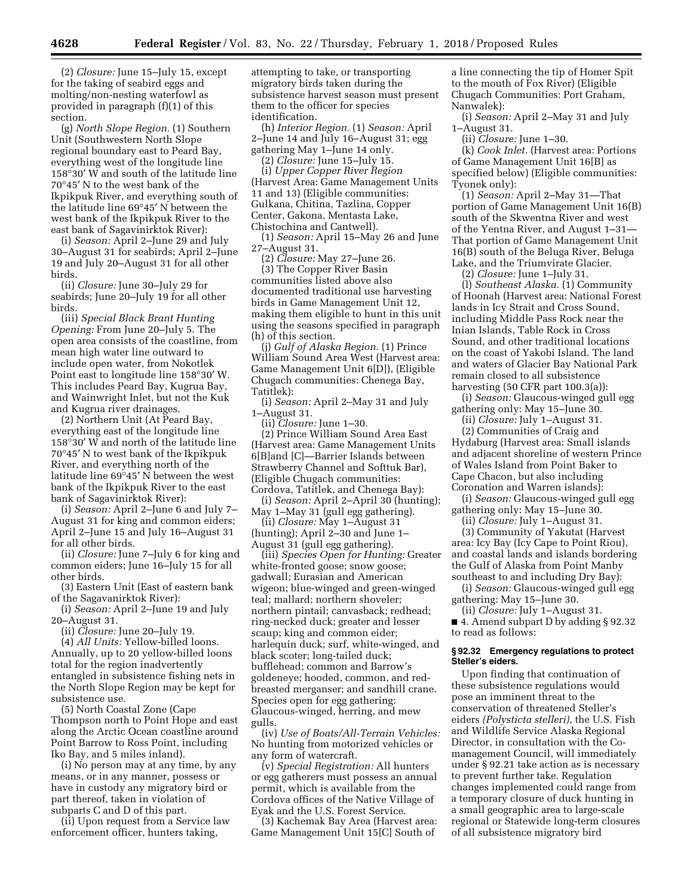(2) *Closure:* June 15–July 15, except for the taking of seabird eggs and molting/non-nesting waterfowl as provided in paragraph (f)(1) of this section.

(g) *North Slope Region.* (1) Southern Unit (Southwestern North Slope regional boundary east to Peard Bay, everything west of the longitude line 158°30′ W and south of the latitude line 70°45′ N to the west bank of the Ikpikpuk River, and everything south of the latitude line 69°45′ N between the west bank of the Ikpikpuk River to the east bank of Sagavinirktok River):

(i) *Season:* April 2–June 29 and July 30–August 31 for seabirds; April 2–June 19 and July 20–August 31 for all other birds.

(ii) *Closure:* June 30–July 29 for seabirds; June 20–July 19 for all other birds.

(iii) *Special Black Brant Hunting Opening:* From June 20–July 5. The open area consists of the coastline, from mean high water line outward to include open water, from Nokotlek Point east to longitude line 158°30′ W. This includes Peard Bay, Kugrua Bay, and Wainwright Inlet, but not the Kuk and Kugrua river drainages.

(2) Northern Unit (At Peard Bay, everything east of the longitude line 158°30′ W and north of the latitude line 70°45′ N to west bank of the Ikpikpuk River, and everything north of the latitude line 69°45′ N between the west bank of the Ikpikpuk River to the east bank of Sagavinirktok River):

(i) *Season:* April 2–June 6 and July 7–August 31 for king and common eiders; April 2–June 15 and July 16–August 31 for all other birds.

(ii) *Closure:* June 7–July 6 for king and common eiders; June 16–July 15 for all other birds.

(3) Eastern Unit (East of eastern bank of the Sagavanirktok River):

(i) *Season:* April 2–June 19 and July 20–August 31.

(ii) *Closure:* June 20–July 19.

(4) *All Units:* Yellow-billed loons. Annually, up to 20 yellow-billed loons total for the region inadvertently entangled in subsistence fishing nets in the North Slope Region may be kept for subsistence use.

(5) North Coastal Zone (Cape Thompson north to Point Hope and east along the Arctic Ocean coastline around Point Barrow to Ross Point, including Iko Bay, and 5 miles inland).

(i) No person may at any time, by any means, or in any manner, possess or have in custody any migratory bird or part thereof, taken in violation of subparts C and D of this part.

(ii) Upon request from a Service law enforcement officer, hunters taking, attempting to take, or transporting migratory birds taken during the subsistence harvest season must present them to the officer for species identification.

(h) *Interior Region.* (1) *Season:* April 2–June 14 and July 16–August 31; egg gathering May 1–June 14 only.

(2) *Closure:* June 15–July 15.

(i) *Upper Copper River Region* (Harvest Area: Game Management Units 11 and 13) (Eligible communities: Gulkana, Chitina, Tazlina, Copper Center, Gakona, Mentasta Lake, Chistochina and Cantwell).

(1) *Season:* April 15–May 26 and June 27–August 31.

(2) *Closure:* May 27–June 26.

(3) The Copper River Basin communities listed above also documented traditional use harvesting birds in Game Management Unit 12, making them eligible to hunt in this unit using the seasons specified in paragraph (h) of this section.

(j) *Gulf of Alaska Region.* (1) Prince William Sound Area West (Harvest area: Game Management Unit 6[D]), (Eligible Chugach communities: Chenega Bay, Tatitlek):

(i) *Season:* April 2–May 31 and July 1–August 31.

(ii) *Closure:* June 1–30.

(2) Prince William Sound Area East (Harvest area: Game Management Units 6[B]and [C]—Barrier Islands between Strawberry Channel and Softtuk Bar), (Eligible Chugach communities: Cordova, Tatitlek, and Chenega Bay):

(i) *Season:* April 2–April 30 (hunting); May 1–May 31 (gull egg gathering).

(ii) *Closure:* May 1–August 31 (hunting); April 2–30 and June 1–August 31 (gull egg gathering).

(iii) *Species Open for Hunting:* Greater white-fronted goose; snow goose; gadwall; Eurasian and American wigeon; blue-winged and green-winged teal; mallard; northern shoveler; northern pintail; canvasback; redhead; ring-necked duck; greater and lesser scaup; king and common eider; harlequin duck; surf, white-winged, and black scoter; long-tailed duck; bufflehead; common and Barrow's goldeneye; hooded, common, and red-breasted merganser; and sandhill crane. Species open for egg gathering: Glaucous-winged, herring, and mew gulls.

(iv) *Use of Boats/All-Terrain Vehicles:* No hunting from motorized vehicles or any form of watercraft.

(v) *Special Registration:* All hunters or egg gatherers must possess an annual permit, which is available from the Cordova offices of the Native Village of Eyak and the U.S. Forest Service.

(3) Kachemak Bay Area (Harvest area: Game Management Unit 15[C] South of a line connecting the tip of Homer Spit to the mouth of Fox River) (Eligible Chugach Communities: Port Graham, Nanwalek):

(i) *Season:* April 2–May 31 and July 1–August 31.

(ii) *Closure:* June 1–30.

(k) *Cook Inlet.* (Harvest area: Portions of Game Management Unit 16[B] as specified below) (Eligible communities: Tyonek only):

(1) *Season:* April 2–May 31—That portion of Game Management Unit 16(B) south of the Skwentna River and west of the Yentna River, and August 1–31—That portion of Game Management Unit 16(B) south of the Beluga River, Beluga Lake, and the Triumvirate Glacier.

(2) *Closure:* June 1–July 31.

(l) *Southeast Alaska.* (1) Community of Hoonah (Harvest area: National Forest lands in Icy Strait and Cross Sound, including Middle Pass Rock near the Inian Islands, Table Rock in Cross Sound, and other traditional locations on the coast of Yakobi Island. The land and waters of Glacier Bay National Park remain closed to all subsistence harvesting (50 CFR part 100.3(a)):

(i) *Season:* Glaucous-winged gull egg gathering only: May 15–June 30.

(ii) *Closure:* July 1–August 31.

(2) Communities of Craig and Hydaburg (Harvest area: Small islands and adjacent shoreline of western Prince of Wales Island from Point Baker to Cape Chacon, but also including Coronation and Warren islands):

(i) *Season:* Glaucous-winged gull egg gathering only: May 15–June 30.

(ii) *Closure:* July 1–August 31.

(3) Community of Yakutat (Harvest area: Icy Bay (Icy Cape to Point Riou), and coastal lands and islands bordering the Gulf of Alaska from Point Manby southeast to and including Dry Bay):

(i) *Season:* Glaucous-winged gull egg gathering: May 15–June 30.

(ii) *Closure:* July 1–August 31.

■ 4. Amend subpart D by adding § 92.32 to read as follows:

### § 92.32 Emergency regulations to protect Steller's eiders.

Upon finding that continuation of these subsistence regulations would pose an imminent threat to the conservation of threatened Steller's eiders *(Polysticta stelleri),* the U.S. Fish and Wildlife Service Alaska Regional Director, in consultation with the Co-management Council, will immediately under § 92.21 take action as is necessary to prevent further take. Regulation changes implemented could range from a temporary closure of duck hunting in a small geographic area to large-scale regional or Statewide long-term closures of all subsistence migratory bird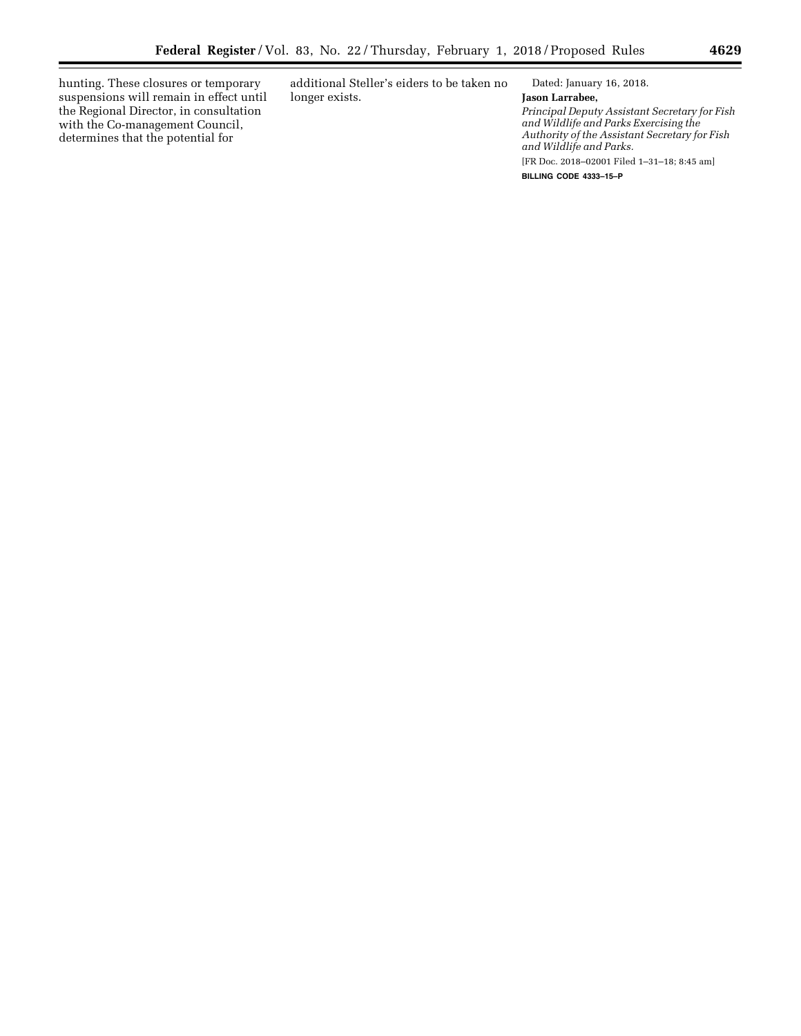hunting. These closures or temporary suspensions will remain in effect until the Regional Director, in consultation with the Co-management Council, determines that the potential for additional Steller's eiders to be taken no longer exists.

Dated: January 16, 2018.

**Jason Larrabee,**

*Principal Deputy Assistant Secretary for Fish and Wildlife and Parks Exercising the Authority of the Assistant Secretary for Fish and Wildlife and Parks.*

[FR Doc. 2018–02001 Filed 1–31–18; 8:45 am]

**BILLING CODE 4333–15–P**